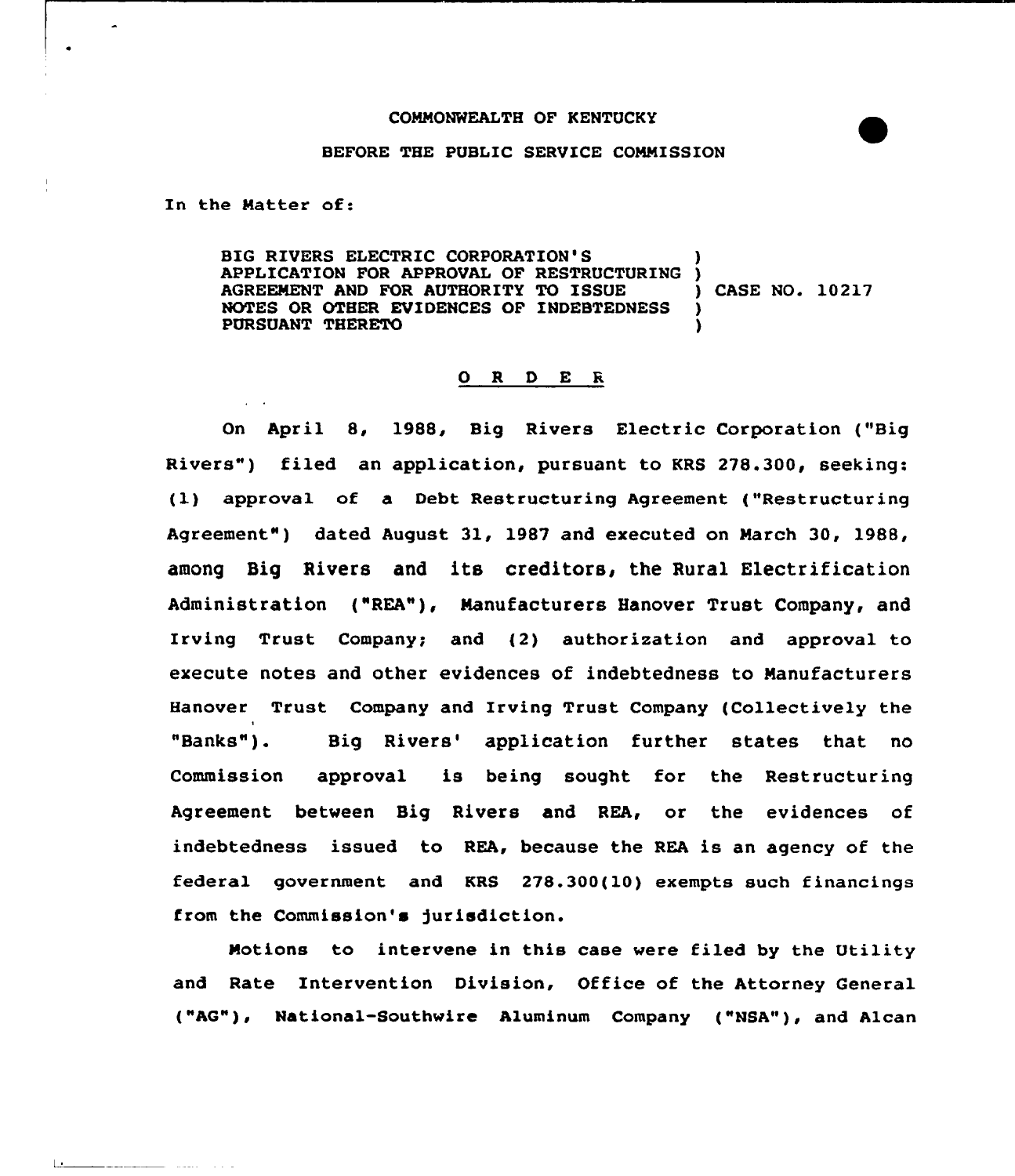COMMONWEALTH OF KENTUCKY

BEFORE THE PUBLIC SERVICE COMMISSION

In the Matter of:

| | | |
|---|---|---|
| BIG RIVERS ELECTRIC CORPORATION'S APPLICATION FOR APPROVAL OF RESTRUCTURING AGREEMENT AND FOR AUTHORITY TO ISSUE NOTES OR OTHER EVIDENCES OF INDEBTEDNESS PURSUANT THERETO | ) | CASE NO. 10217 |

## O R D E R

On April 8, 1988, Big Rivers Electric Corporation ("Big Rivers") filed an application, pursuant to KRS 278.300, seeking: (1) approval of a Debt Restructuring Agreement ("Restructuring Agreement") dated August 31, 1987 and executed on March 30, 1988, among Big Rivers and its creditors, the Rural Electrification Administration ("REA"), Manufacturers Hanover Trust Company, and Irving Trust Company; and (2) authorization and approval to execute notes and other evidences of indebtedness to Manufacturers Hanover Trust Company and Irving Trust Company (Collectively the "Banks"). Big Rivers' application further states that no Commission approval is being sought for the Restructuring Agreement between Big Rivers and REA, or the evidences of indebtedness issued to REA, because the REA is an agency of the federal government and KRS 278.300(10) exempts such financings from the Commission's jurisdiction.

Motions to intervene in this case were filed by the Utility and Rate Intervention Division, Office of the Attorney General ("AG"), National-Southwire Aluminum Company ("NSA"), and Alcan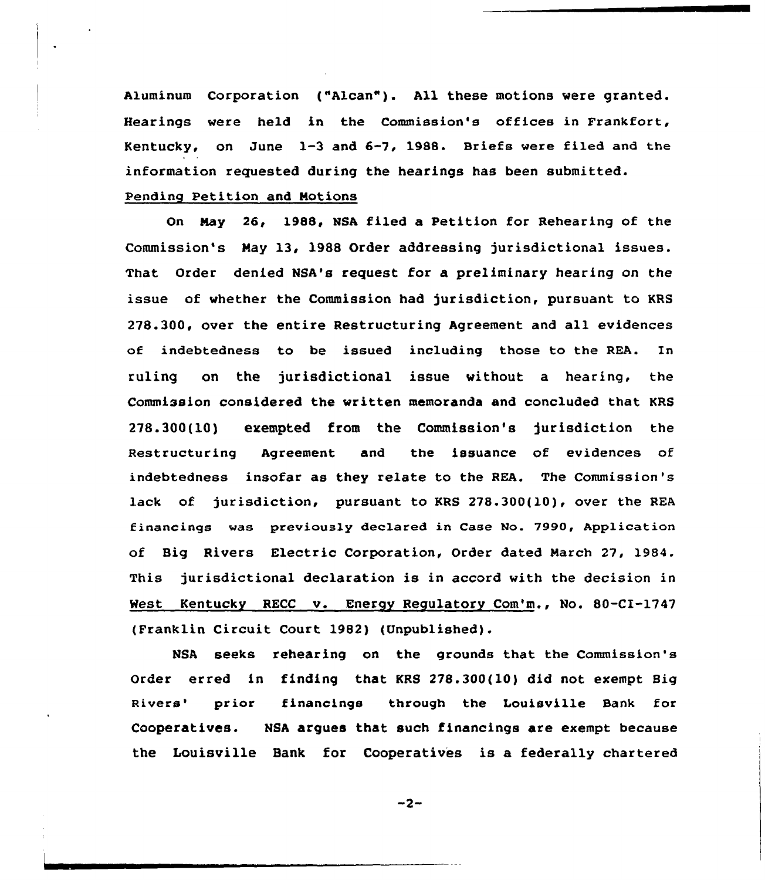Aluminum Corporation ("Alcan"). All these motions were granted. Hearings were held in the Commission's offices in Frankfort, Kentucky, on June 1-3 and 6-7, 1988. Briefs were filed and the information requested during the hearings has been submitted.

Pending Petition and Motions

On May 26, 1988, NSA filed a Petition for Rehearing of the Commission's May 13, 1988 Order addressing jurisdictional issues. That Order denied NSA's request for a preliminary hearing on the issue of whether the Commission had jurisdiction, pursuant to KRS 278.300, over the entire Restructuring Agreement and all evidences of indebtedness to be issued including those to the REA. In ruling on the jurisdictional issue without a hearing, the Commission considered the written memoranda and concluded that KRS 278.300(10) exempted from the Commission's jurisdiction the Restructuring Agreement and the issuance of evidences of indebtedness insofar as they relate to the REA. The Commission's lack of jurisdiction, pursuant to KRS 278.300(10), over the REA financings was previously declared in Case No. 7990, Application of Big Rivers Electric Corporation, Order dated March 27, 1984. This jurisdictional declaration is in accord with the decision in West Kentucky RECC v. Energy Regulatory Com'm., No. 80-CI-1747 (Franklin Circuit Court 1982) (Unpublished).

NSA seeks rehearing on the grounds that the Commission's Order erred in finding that KRS 278.300(10) did not exempt Big Rivers' prior financings through the Louisville Bank for Cooperatives. NSA argues that such financings are exempt because the Louisville Bank for Cooperatives is a federally chartered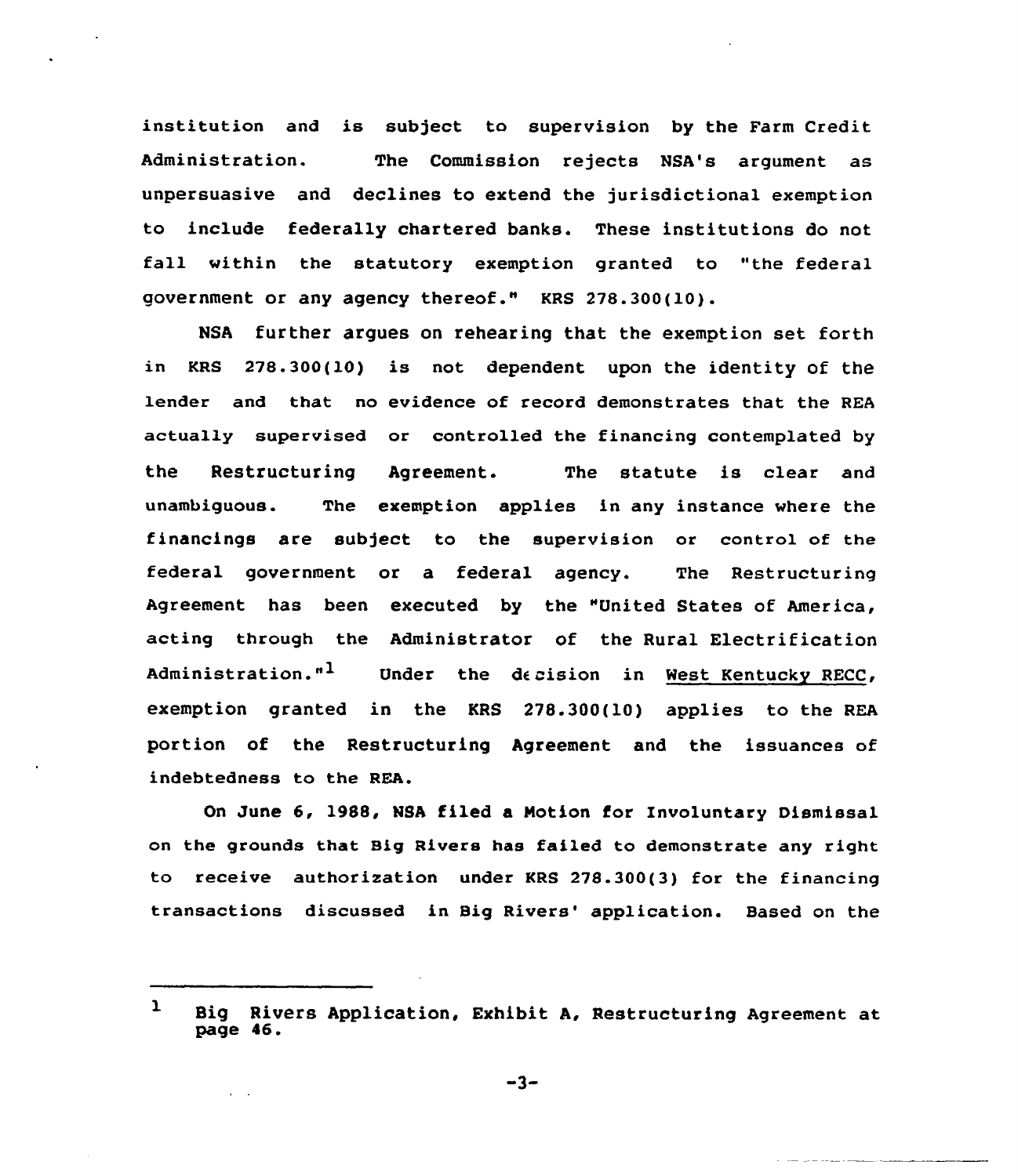institution and is subject to supervision by the Farm Credit Administration. The Commission rejects NSA's argument as unpersuasive and declines to extend the jurisdictional exemption to include federally chartered banks. These institutions do not fall within the statutory exemption granted to "the federal government or any agency thereof." KRS 278.300(10).

NSA further argues on rehearing that the exemption set forth in KRS 278.300(10) is not dependent upon the identity of the lender and that no evidence of record demonstrates that the REA actually supervised or controlled the financing contemplated by the Restructuring Agreement. The statute is clear and unambiguous. The exemption applies in any instance where the financings are subject to the supervision or control of the federal government or a federal agency. The Restructuring Agreement has been executed by the "United States of America, acting through the Administrator of the Rural Electrification Administration."[1] Under the decision in West Kentucky RECC, exemption granted in the KRS 278.300(10) applies to the REA portion of the Restructuring Agreement and the issuances of indebtedness to the REA.

On June 6, 1988, NSA filed a Motion for Involuntary Dismissal on the grounds that Big Rivers has failed to demonstrate any right to receive authorization under KRS 278.300(3) for the financing transactions discussed in Big Rivers' application. Based on the

---

[1] Big Rivers Application, Exhibit A, Restructuring Agreement at page 46.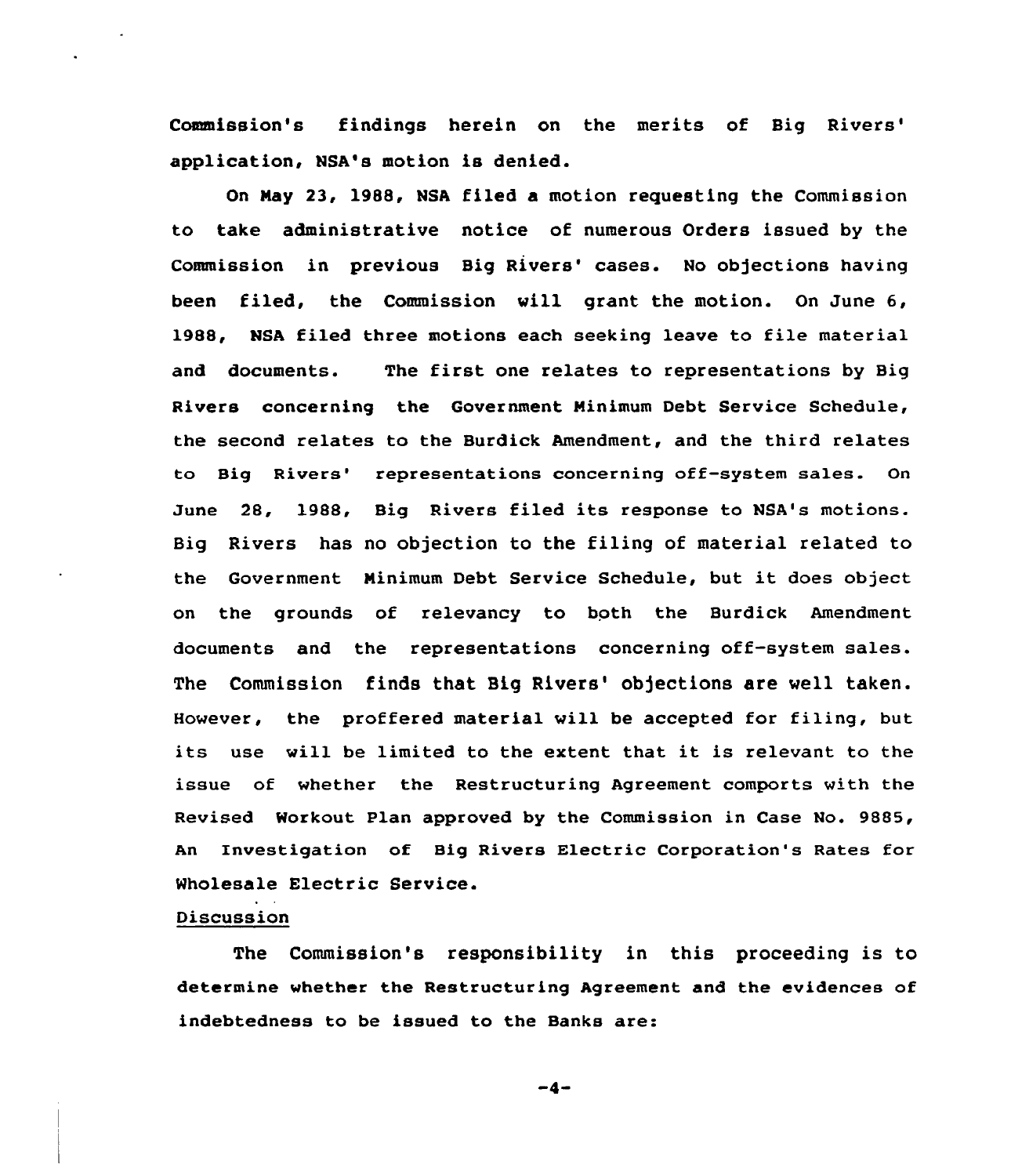Commission's findings herein on the merits of Big Rivers' application, NSA's motion is denied.

On May 23, 1988, NSA filed a motion requesting the Commission to take administrative notice of numerous Orders issued by the Commission in previous Big Rivers' cases. No objections having been filed, the Commission will grant the motion. On June 6, 1988, NSA filed three motions each seeking leave to file material and documents. The first one relates to representations by Big Rivers concerning the Government Minimum Debt Service Schedule, the second relates to the Burdick Amendment, and the third relates to Big Rivers' representations concerning off-system sales. On June 28, 1988, Big Rivers filed its response to NSA's motions. Big Rivers has no objection to the filing of material related to the Government Minimum Debt Service Schedule, but it does object on the grounds of relevancy to both the Burdick Amendment documents and the representations concerning off-system sales. The Commission finds that Big Rivers' objections are well taken. However, the proffered material will be accepted for filing, but its use will be limited to the extent that it is relevant to the issue of whether the Restructuring Agreement comports with the Revised Workout Plan approved by the Commission in Case No. 9885, An Investigation of Big Rivers Electric Corporation's Rates for Wholesale Electric Service.

## Discussion

The Commission's responsibility in this proceeding is to determine whether the Restructuring Agreement and the evidences of indebtedness to be issued to the Banks are: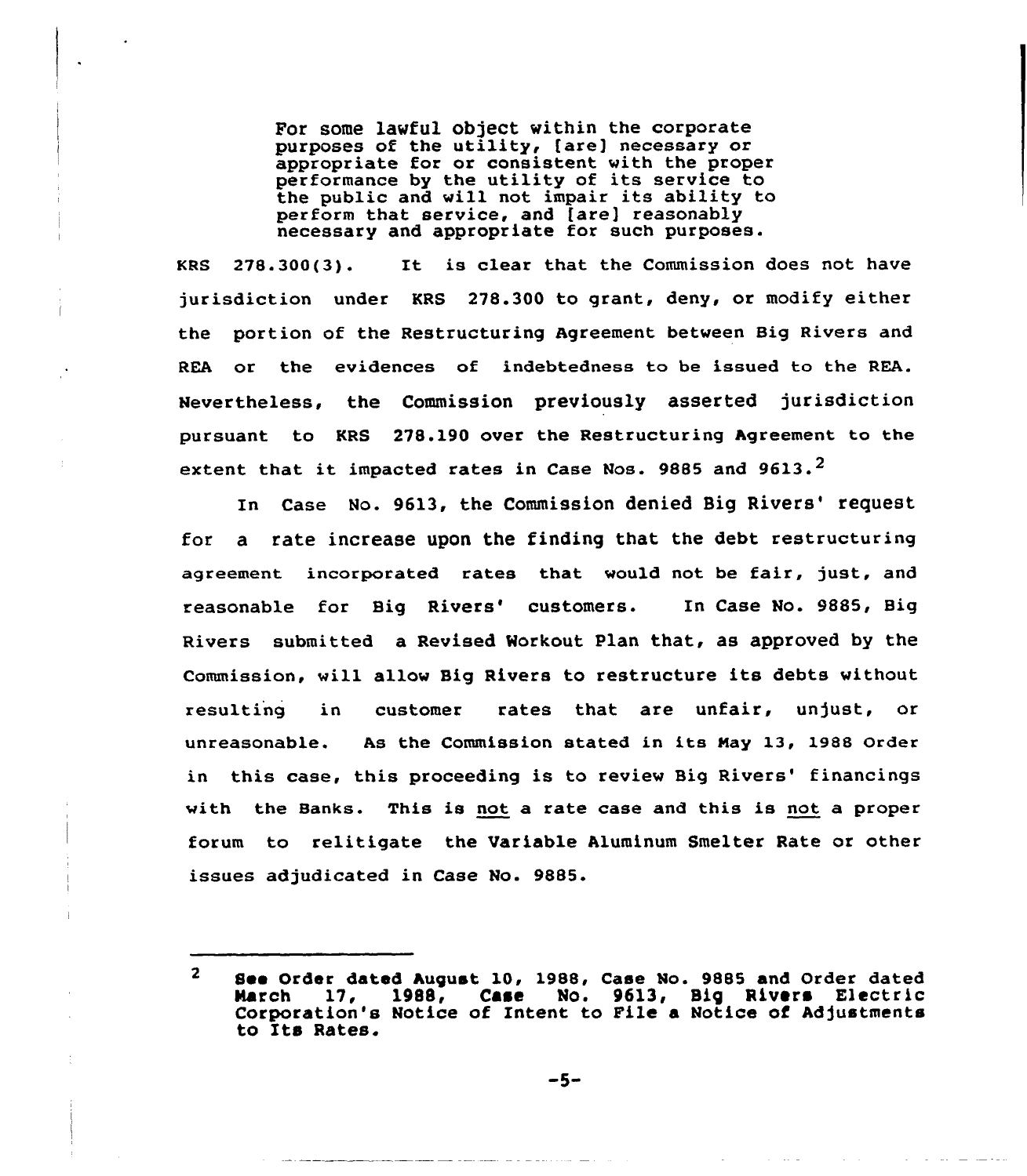> For some lawful object within the corporate purposes of the utility, [are] necessary or appropriate for or consistent with the proper performance by the utility of its service to the public and will not impair its ability to perform that service, and [are] reasonably necessary and appropriate for such purposes.

KRS 278.300(3). It is clear that the Commission does not have jurisdiction under KRS 278.300 to grant, deny, or modify either the portion of the Restructuring Agreement between Big Rivers and REA or the evidences of indebtedness to be issued to the REA. Nevertheless, the Commission previously asserted jurisdiction pursuant to KRS 278.190 over the Restructuring Agreement to the extent that it impacted rates in Case Nos. 9885 and 9613.[2]

In Case No. 9613, the Commission denied Big Rivers' request for a rate increase upon the finding that the debt restructuring agreement incorporated rates that would not be fair, just, and reasonable for Big Rivers' customers. In Case No. 9885, Big Rivers submitted a Revised Workout Plan that, as approved by the Commission, will allow Big Rivers to restructure its debts without resulting in customer rates that are unfair, unjust, or unreasonable. As the Commission stated in its May 13, 1988 Order in this case, this proceeding is to review Big Rivers' financings with the Banks. This is <u>not</u> a rate case and this is <u>not</u> a proper forum to relitigate the Variable Aluminum Smelter Rate or other issues adjudicated in Case No. 9885.

---

[2] See Order dated August 10, 1988, Case No. 9885 and Order dated March 17, 1988, Case No. 9613, Big Rivers Electric Corporation's Notice of Intent to File a Notice of Adjustments to Its Rates.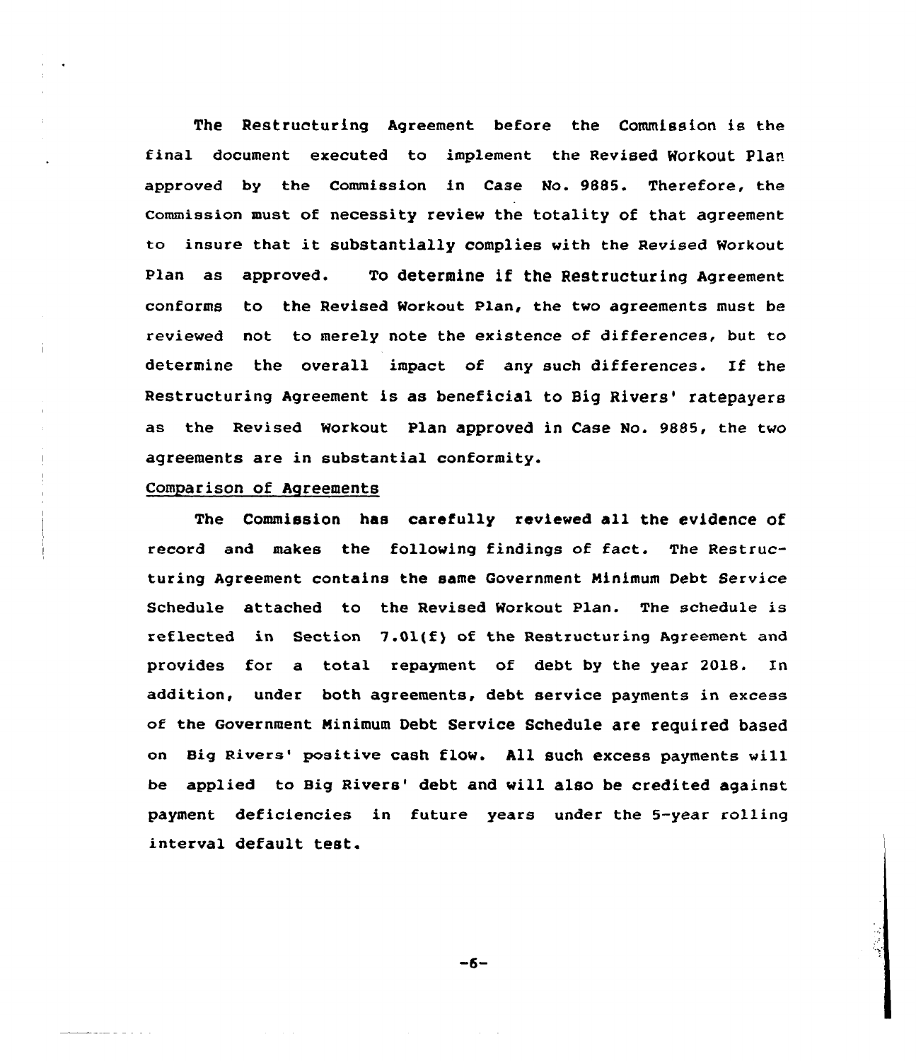The Restructuring Agreement before the Commission is the final document executed to implement the Revised Workout Plan approved by the Commission in Case No. 9885. Therefore, the Commission must of necessity review the totality of that agreement to insure that it substantially complies with the Revised Workout Plan as approved. To determine if the Restructuring Agreement conforms to the Revised Workout Plan, the two agreements must be reviewed not to merely note the existence of differences, but to determine the overall impact of any such differences. If the Restructuring Agreement is as beneficial to Big Rivers' ratepayers as the Revised Workout Plan approved in Case No. 9885, the two agreements are in substantial conformity.

Comparison of Agreements

The Commission has carefully reviewed all the evidence of record and makes the following findings of fact. The Restructuring Agreement contains the same Government Minimum Debt Service Schedule attached to the Revised Workout Plan. The schedule is reflected in Section 7.01(f) of the Restructuring Agreement and provides for a total repayment of debt by the year 2018. In addition, under both agreements, debt service payments in excess of the Government Minimum Debt Service Schedule are required based on Big Rivers' positive cash flow. All such excess payments will be applied to Big Rivers' debt and will also be credited against payment deficiencies in future years under the 5-year rolling interval default test.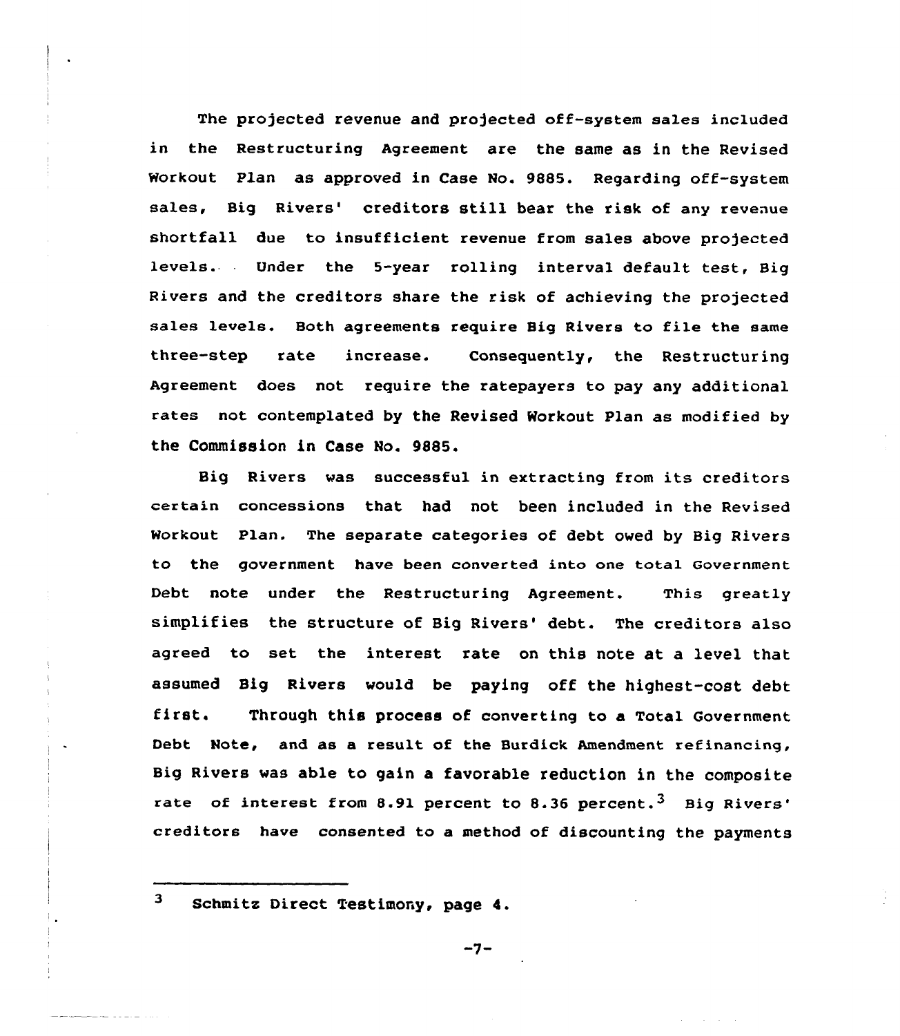The projected revenue and projected off-system sales included in the Restructuring Agreement are the same as in the Revised Workout Plan as approved in Case No. 9885. Regarding off-system sales, Big Rivers' creditors still bear the risk of any revenue shortfall due to insufficient revenue from sales above projected levels. Under the 5-year rolling interval default test, Big Rivers and the creditors share the risk of achieving the projected sales levels. Both agreements require Big Rivers to file the same three-step rate increase. Consequently, the Restructuring Agreement does not require the ratepayers to pay any additional rates not contemplated by the Revised Workout Plan as modified by the Commission in Case No. 9885.

Big Rivers was successful in extracting from its creditors certain concessions that had not been included in the Revised Workout Plan. The separate categories of debt owed by Big Rivers to the government have been converted into one total Government Debt note under the Restructuring Agreement. This greatly simplifies the structure of Big Rivers' debt. The creditors also agreed to set the interest rate on this note at a level that assumed Big Rivers would be paying off the highest-cost debt first. Through this process of converting to a Total Government Debt Note, and as a result of the Burdick Amendment refinancing, Big Rivers was able to gain a favorable reduction in the composite rate of interest from 8.91 percent to 8.36 percent.[3] Big Rivers' creditors have consented to a method of discounting the payments

---

[3] Schmitz Direct Testimony, page 4.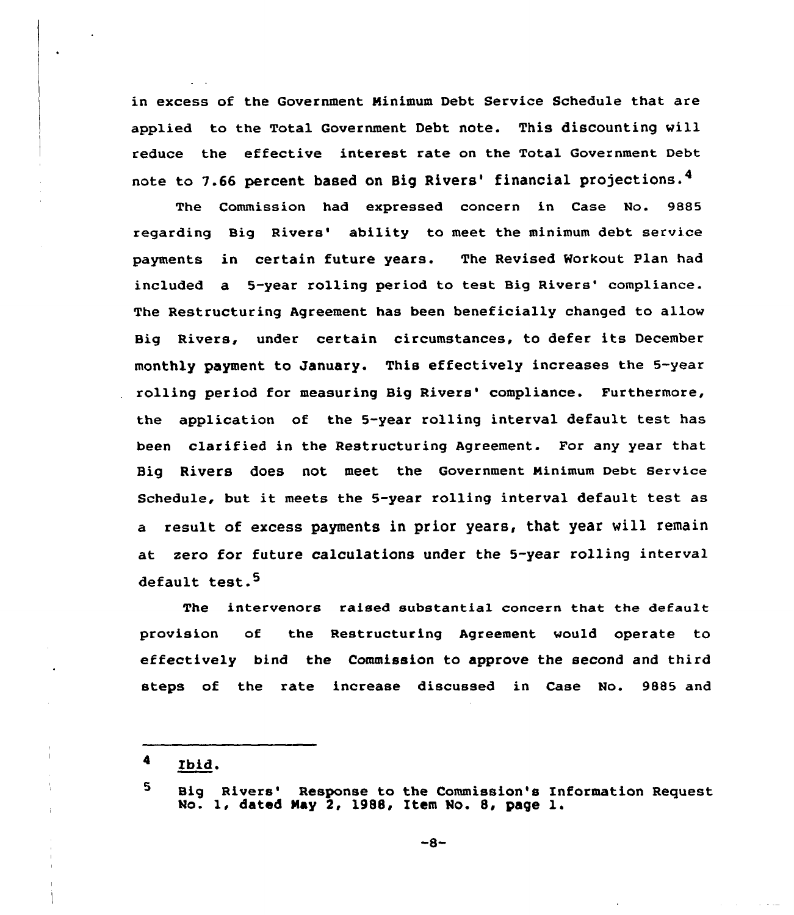in excess of the Government Minimum Debt Service Schedule that are applied to the Total Government Debt note. This discounting will reduce the effective interest rate on the Total Government Debt note to 7.66 percent based on Big Rivers' financial projections.[4]

The Commission had expressed concern in Case No. 9885 regarding Big Rivers' ability to meet the minimum debt service payments in certain future years. The Revised Workout Plan had included a 5-year rolling period to test Big Rivers' compliance. The Restructuring Agreement has been beneficially changed to allow Big Rivers, under certain circumstances, to defer its December monthly payment to January. This effectively increases the 5-year rolling period for measuring Big Rivers' compliance. Furthermore, the application of the 5-year rolling interval default test has been clarified in the Restructuring Agreement. For any year that Big Rivers does not meet the Government Minimum Debt Service Schedule, but it meets the 5-year rolling interval default test as a result of excess payments in prior years, that year will remain at zero for future calculations under the 5-year rolling interval default test.[5]

The intervenors raised substantial concern that the default provision of the Restructuring Agreement would operate to effectively bind the Commission to approve the second and third steps of the rate increase discussed in Case No. 9885 and

---

[4] Ibid.

[5] Big Rivers' Response to the Commission's Information Request No. 1, dated May 2, 1988, Item No. 8, page 1.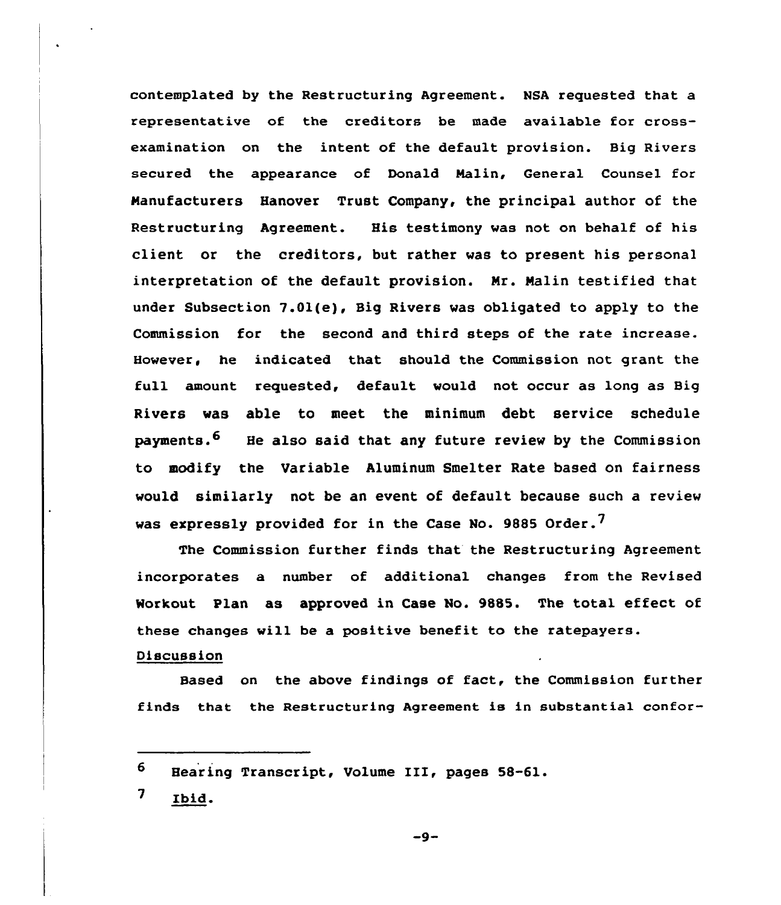contemplated by the Restructuring Agreement. NSA requested that a representative of the creditors be made available for cross-examination on the intent of the default provision. Big Rivers secured the appearance of Donald Malin, General Counsel for Manufacturers Hanover Trust Company, the principal author of the Restructuring Agreement. His testimony was not on behalf of his client or the creditors, but rather was to present his personal interpretation of the default provision. Mr. Malin testified that under Subsection 7.01(e), Big Rivers was obligated to apply to the Commission for the second and third steps of the rate increase. However, he indicated that should the Commission not grant the full amount requested, default would not occur as long as Big Rivers was able to meet the minimum debt service schedule payments.[6] He also said that any future review by the Commission to modify the Variable Aluminum Smelter Rate based on fairness would similarly not be an event of default because such a review was expressly provided for in the Case No. 9885 Order.[7]

The Commission further finds that the Restructuring Agreement incorporates a number of additional changes from the Revised Workout Plan as approved in Case No. 9885. The total effect of these changes will be a positive benefit to the ratepayers.

Discussion

Based on the above findings of fact, the Commission further finds that the Restructuring Agreement is in substantial confor-

---

[6] Hearing Transcript, Volume III, pages 58-61.

[7] Ibid.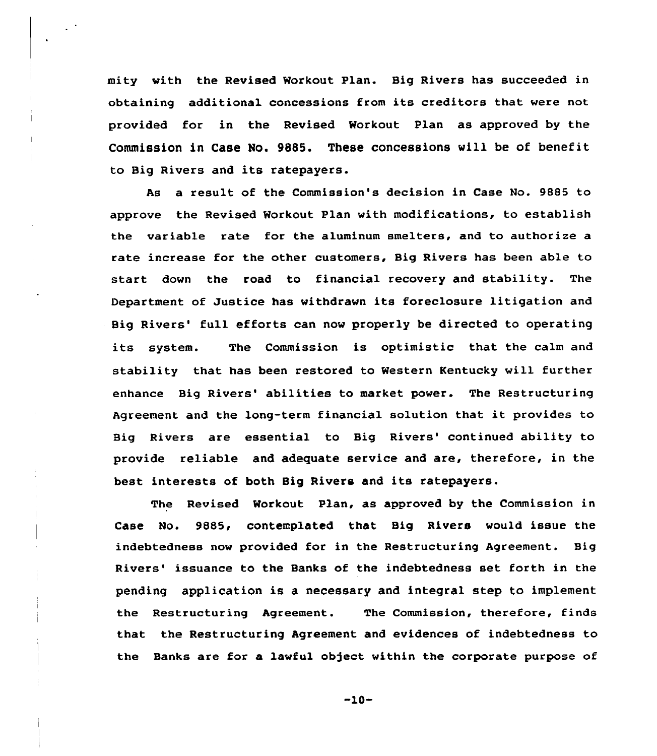mity with the Revised Workout Plan. Big Rivers has succeeded in obtaining additional concessions from its creditors that were not provided for in the Revised Workout Plan as approved by the Commission in Case No. 9885. These concessions will be of benefit to Big Rivers and its ratepayers.

As a result of the Commission's decision in Case No. 9885 to approve the Revised Workout Plan with modifications, to establish the variable rate for the aluminum smelters, and to authorize a rate increase for the other customers, Big Rivers has been able to start down the road to financial recovery and stability. The Department of Justice has withdrawn its foreclosure litigation and Big Rivers' full efforts can now properly be directed to operating its system. The Commission is optimistic that the calm and stability that has been restored to Western Kentucky will further enhance Big Rivers' abilities to market power. The Restructuring Agreement and the long-term financial solution that it provides to Big Rivers are essential to Big Rivers' continued ability to provide reliable and adequate service and are, therefore, in the best interests of both Big Rivers and its ratepayers.

The Revised Workout Plan, as approved by the Commission in Case No. 9885, contemplated that Big Rivers would issue the indebtedness now provided for in the Restructuring Agreement. Big Rivers' issuance to the Banks of the indebtedness set forth in the pending application is a necessary and integral step to implement the Restructuring Agreement. The Commission, therefore, finds that the Restructuring Agreement and evidences of indebtedness to the Banks are for a lawful object within the corporate purpose of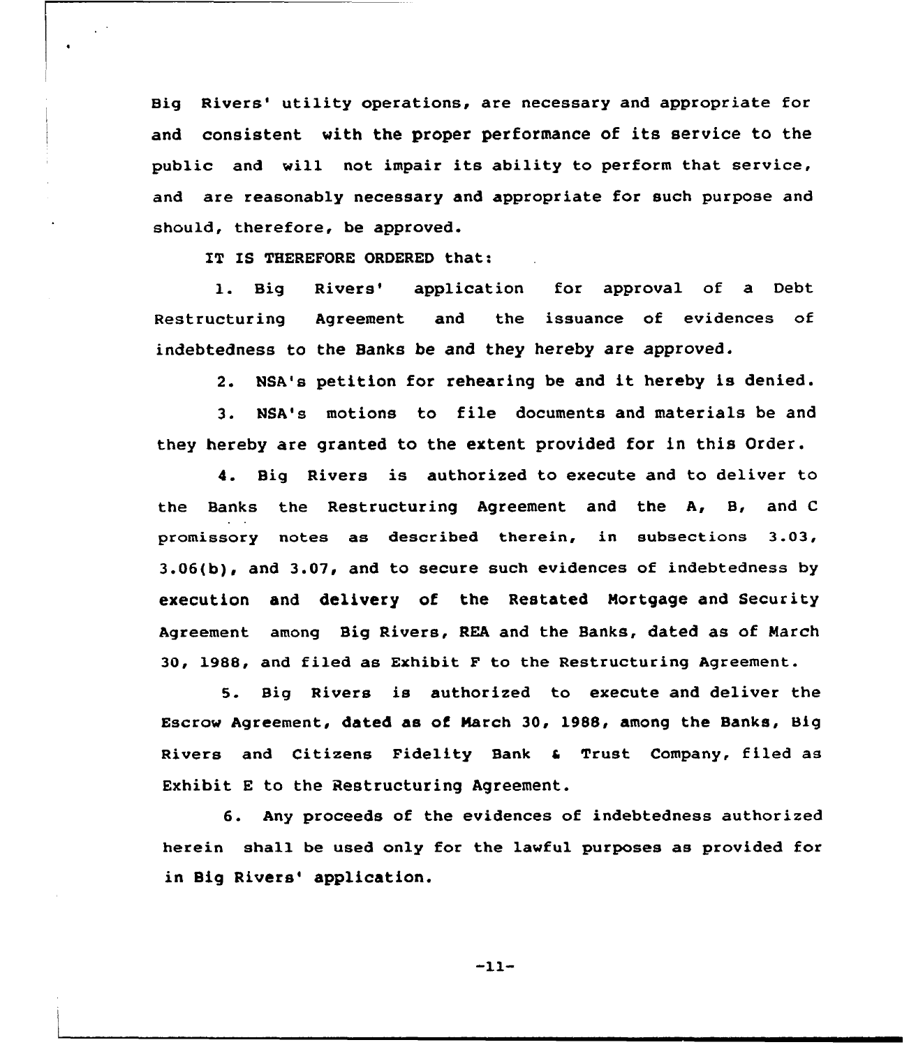Big Rivers' utility operations, are necessary and appropriate for and consistent with the proper performance of its service to the public and will not impair its ability to perform that service, and are reasonably necessary and appropriate for such purpose and should, therefore, be approved.

IT IS THEREFORE ORDERED that:

1. Big Rivers' application for approval of a Debt Restructuring Agreement and the issuance of evidences of indebtedness to the Banks be and they hereby are approved.

2. NSA's petition for rehearing be and it hereby is denied.

3. NSA's motions to file documents and materials be and they hereby are granted to the extent provided for in this Order.

4. Big Rivers is authorized to execute and to deliver to the Banks the Restructuring Agreement and the A, B, and C promissory notes as described therein, in subsections 3.03, 3.06(b), and 3.07, and to secure such evidences of indebtedness by execution and delivery of the Restated Mortgage and Security Agreement among Big Rivers, REA and the Banks, dated as of March 30, 1988, and filed as Exhibit F to the Restructuring Agreement.

5. Big Rivers is authorized to execute and deliver the Escrow Agreement, dated as of March 30, 1988, among the Banks, Big Rivers and Citizens Fidelity Bank & Trust Company, filed as Exhibit E to the Restructuring Agreement.

6. Any proceeds of the evidences of indebtedness authorized herein shall be used only for the lawful purposes as provided for in Big Rivers' application.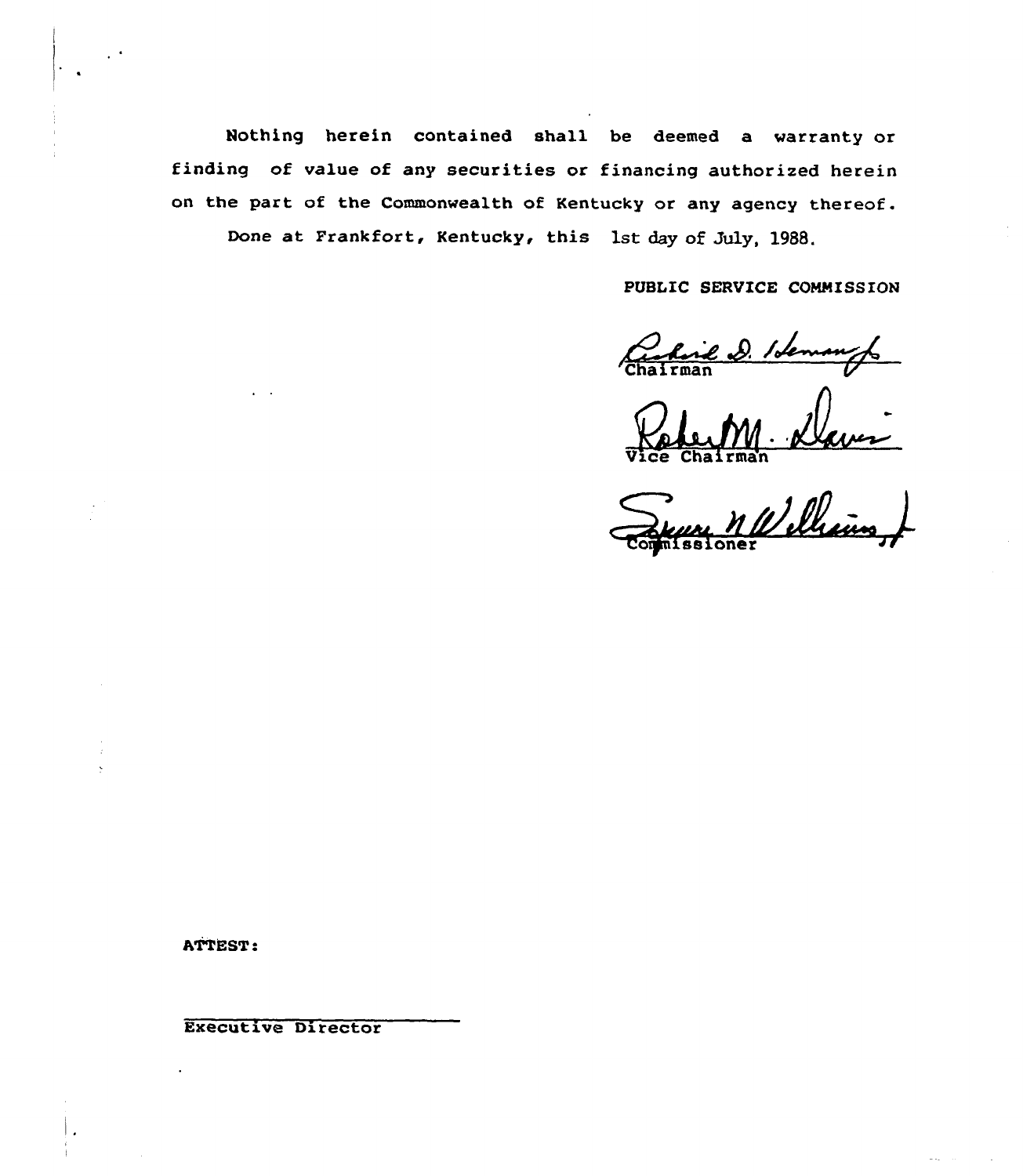Nothing herein contained shall be deemed a warranty or finding of value of any securities or financing authorized herein on the part of the Commonwealth of Kentucky or any agency thereof.

Done at Frankfort, Kentucky, this 1st day of July, 1988.

PUBLIC SERVICE COMMISSION

Chairman

Vice Chairman

Commissioner

ATTEST:

Executive Director